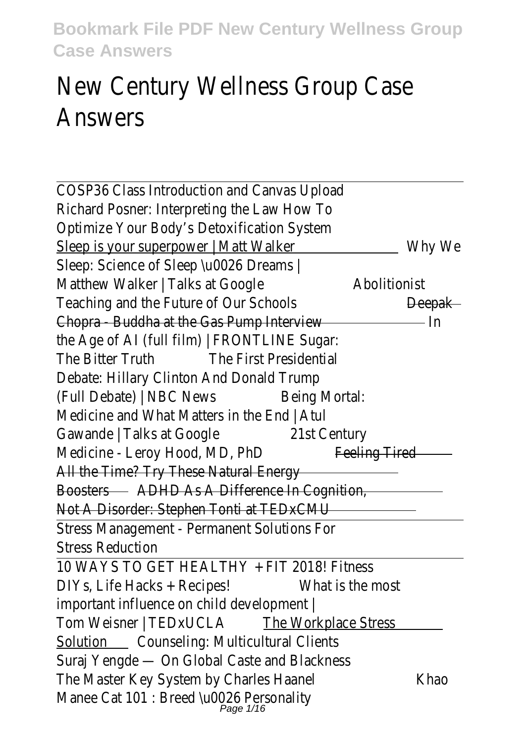# New Century Wellness Group Case Answers

COSP36 Class Introduction and Canvas Upload
Richard Posner: Interpreting the Law How To Optimize Your Body's Detoxification System
Sleep is your superpower | Matt Walker Why We Sleep: Science of Sleep \u0026 Dreams | Matthew Walker | Talks at Google Abolitionist Teaching and the Future of Our Schools ~~Deepak Chopra - Buddha at the Gas Pump Interview~~ In the Age of AI (full film) | FRONTLINE Sugar: The Bitter Truth The First Presidential Debate: Hillary Clinton And Donald Trump (Full Debate) | NBC News Being Mortal: Medicine and What Matters in the End | Atul Gawande | Talks at Google 21st Century Medicine - Leroy Hood, MD, PhD ~~Feeling Tired All the Time? Try These Natural Energy Boosters~~ ~~ADHD As A Difference In Cognition, Not A Disorder: Stephen Tonti at TEDxCMU~~

Stress Management - Permanent Solutions For Stress Reduction

10 WAYS TO GET HEALTHY + FIT 2018! Fitness DIYs, Life Hacks + Recipes! What is the most important influence on child development | Tom Weisner | TEDxUCLA The Workplace Stress Solution Counseling: Multicultural Clients Suraj Yengde — On Global Caste and Blackness The Master Key System by Charles Haanel Khao Manee Cat 101 : Breed \u0026 Personality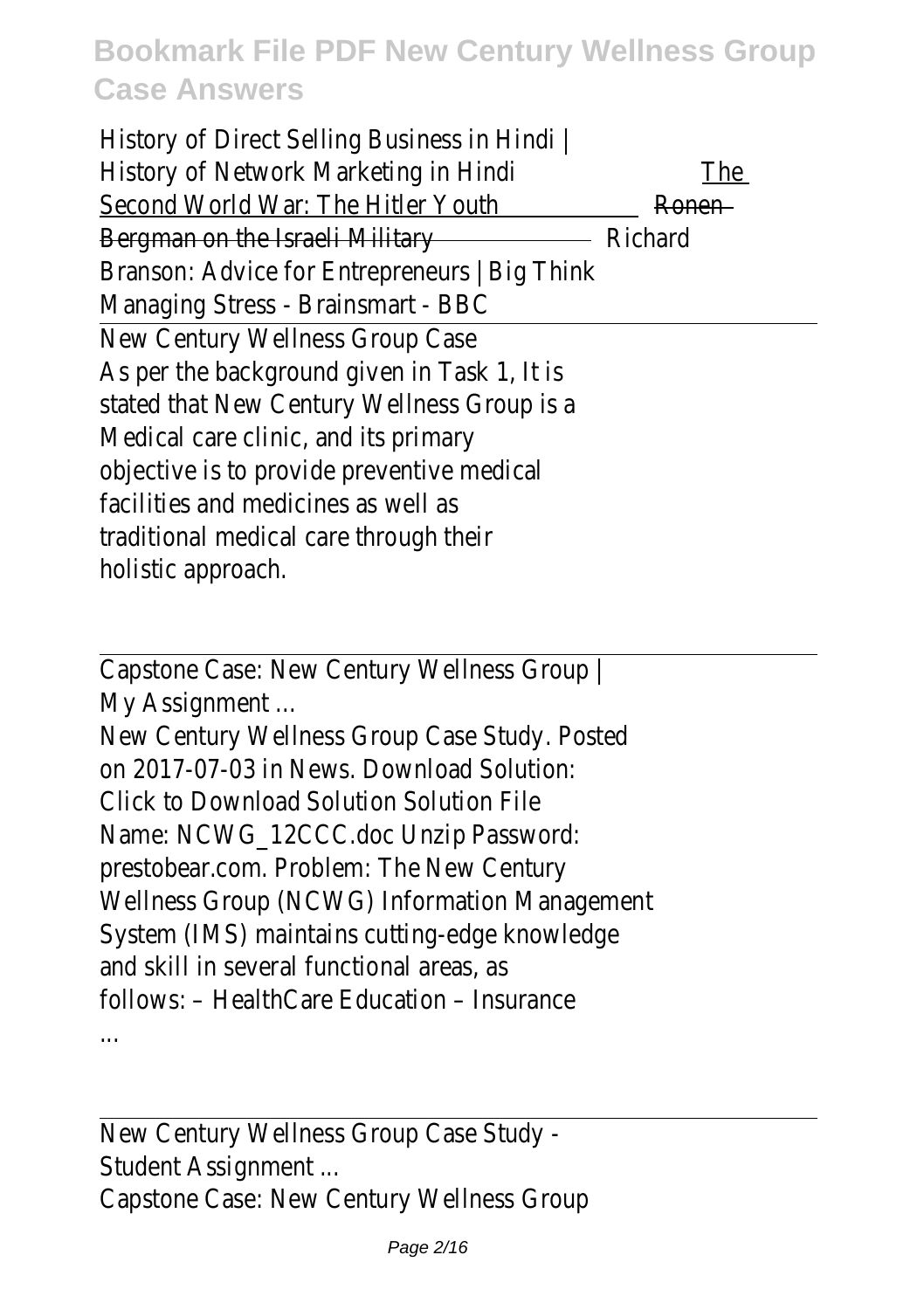History of Direct Selling Business in Hindi | History of Network Marketing in Hindi The Second World War: The Hitler Youth ~~Ronen~~ Bergman on the Israeli Military Richard Branson: Advice for Entrepreneurs | Big Think Managing Stress - Brainsmart - BBC

New Century Wellness Group Case

As per the background given in Task 1, It is stated that New Century Wellness Group is a Medical care clinic, and its primary objective is to provide preventive medical facilities and medicines as well as traditional medical care through their holistic approach.

Capstone Case: New Century Wellness Group | My Assignment ...

New Century Wellness Group Case Study. Posted on 2017-07-03 in News. Download Solution: Click to Download Solution Solution File Name: NCWG_12CCC.doc Unzip Password: prestobear.com. Problem: The New Century Wellness Group (NCWG) Information Management System (IMS) maintains cutting-edge knowledge and skill in several functional areas, as follows: – HealthCare Education – Insurance ...

New Century Wellness Group Case Study - Student Assignment ...

Capstone Case: New Century Wellness Group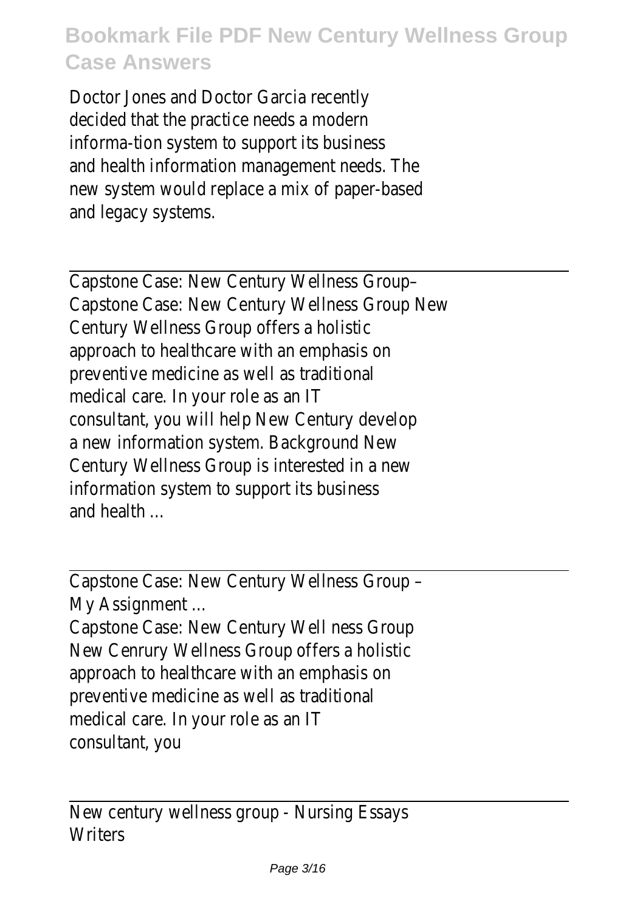Doctor Jones and Doctor Garcia recently decided that the practice needs a modern informa-tion system to support its business and health information management needs. The new system would replace a mix of paper-based and legacy systems.

---

Capstone Case: New Century Wellness Group–
Capstone Case: New Century Wellness Group New Century Wellness Group offers a holistic approach to healthcare with an emphasis on preventive medicine as well as traditional medical care. In your role as an IT consultant, you will help New Century develop a new information system. Background New Century Wellness Group is interested in a new information system to support its business and health ...

---

Capstone Case: New Century Wellness Group – My Assignment ...
Capstone Case: New Century Well ness Group New Cenrury Wellness Group offers a holistic approach to healthcare with an emphasis on preventive medicine as well as traditional medical care. In your role as an IT consultant, you

---

New century wellness group - Nursing Essays Writers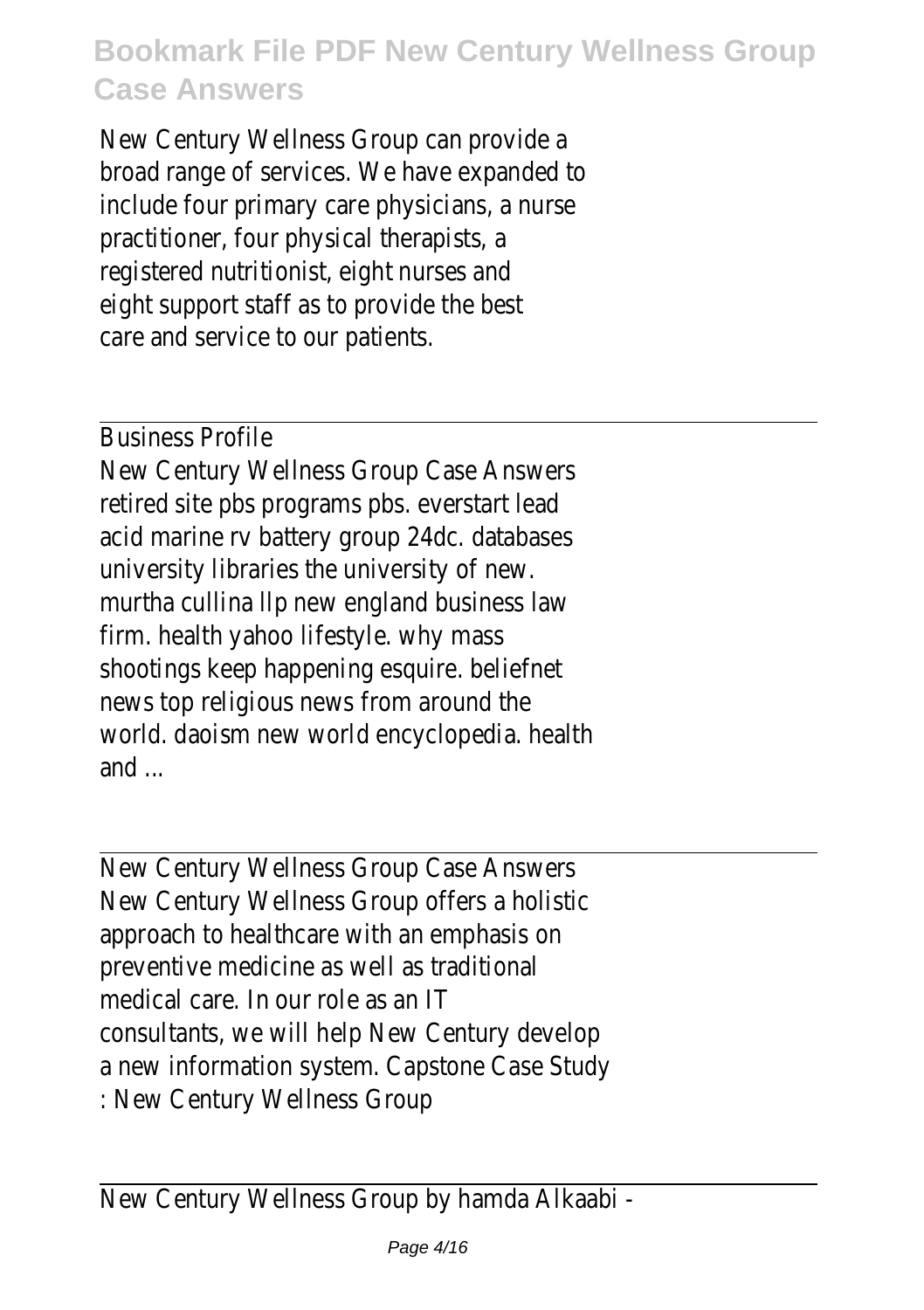New Century Wellness Group can provide a broad range of services. We have expanded to include four primary care physicians, a nurse practitioner, four physical therapists, a registered nutritionist, eight nurses and eight support staff as to provide the best care and service to our patients.

---

Business Profile

New Century Wellness Group Case Answers retired site pbs programs pbs. everstart lead acid marine rv battery group 24dc. databases university libraries the university of new. murtha cullina llp new england business law firm. health yahoo lifestyle. why mass shootings keep happening esquire. beliefnet news top religious news from around the world. daoism new world encyclopedia. health and ...

---

New Century Wellness Group Case Answers

New Century Wellness Group offers a holistic approach to healthcare with an emphasis on preventive medicine as well as traditional medical care. In our role as an IT consultants, we will help New Century develop a new information system. Capstone Case Study : New Century Wellness Group

---

New Century Wellness Group by hamda Alkaabi -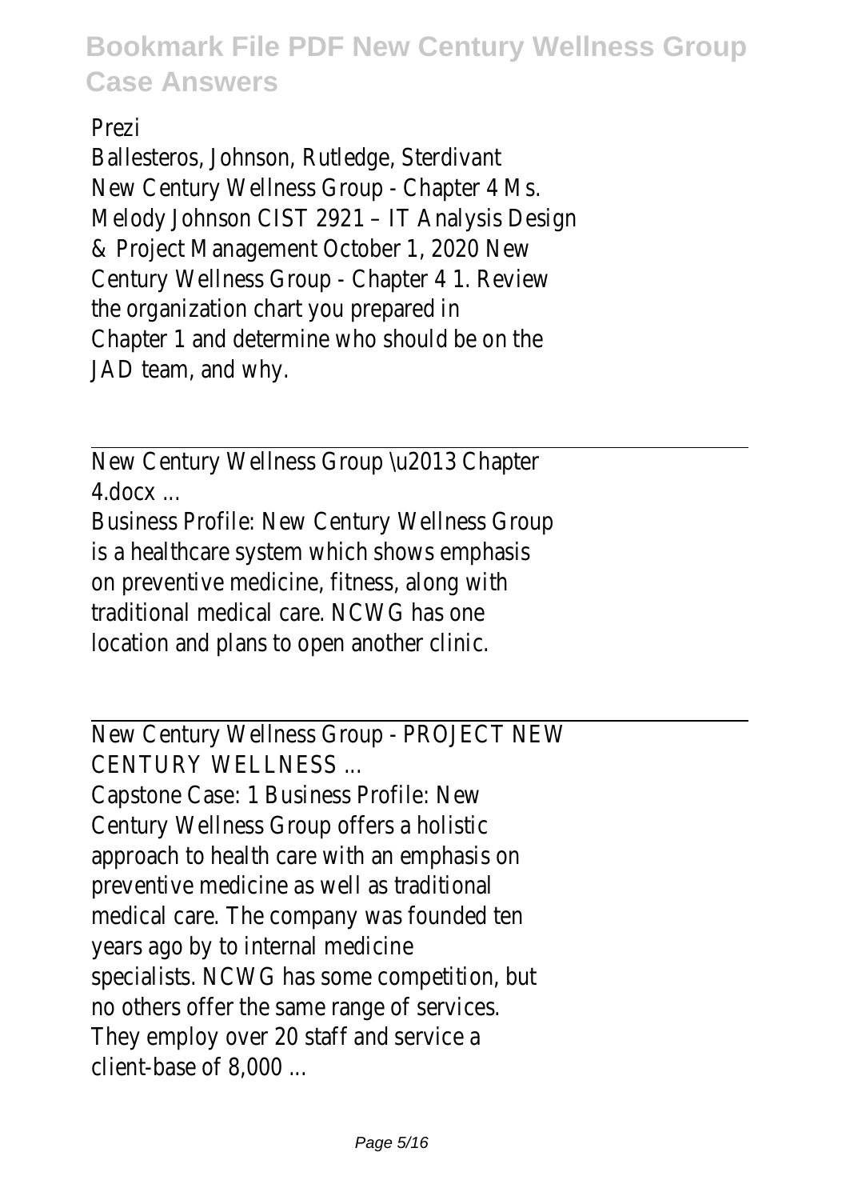Prezi

Ballesteros, Johnson, Rutledge, Sterdivant
New Century Wellness Group - Chapter 4 Ms. Melody Johnson CIST 2921 – IT Analysis Design & Project Management October 1, 2020 New Century Wellness Group - Chapter 4 1. Review the organization chart you prepared in Chapter 1 and determine who should be on the JAD team, and why.

---

New Century Wellness Group \u2013 Chapter 4.docx ...

Business Profile: New Century Wellness Group is a healthcare system which shows emphasis on preventive medicine, fitness, along with traditional medical care. NCWG has one location and plans to open another clinic.

---

New Century Wellness Group - PROJECT NEW CENTURY WELLNESS ...

Capstone Case: 1 Business Profile: New Century Wellness Group offers a holistic approach to health care with an emphasis on preventive medicine as well as traditional medical care. The company was founded ten years ago by to internal medicine specialists. NCWG has some competition, but no others offer the same range of services. They employ over 20 staff and service a client-base of 8,000 ...

---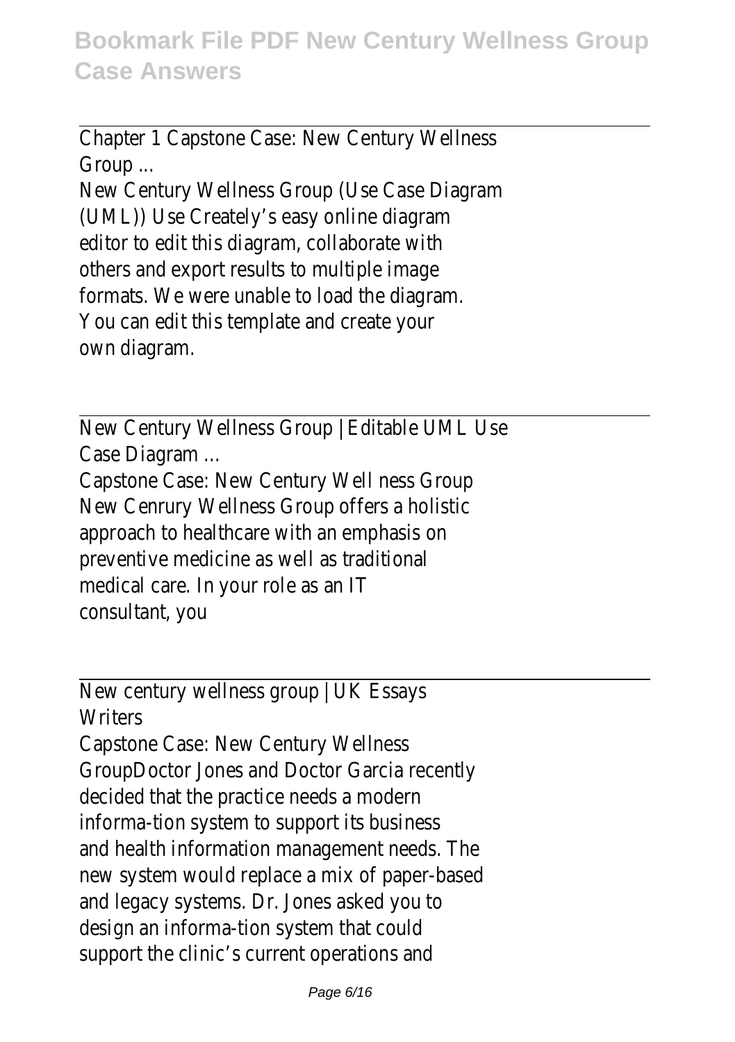Chapter 1 Capstone Case: New Century Wellness Group ...

New Century Wellness Group (Use Case Diagram (UML)) Use Creately's easy online diagram editor to edit this diagram, collaborate with others and export results to multiple image formats. We were unable to load the diagram. You can edit this template and create your own diagram.

New Century Wellness Group | Editable UML Use Case Diagram ...

Capstone Case: New Century Well ness Group New Cenrury Wellness Group offers a holistic approach to healthcare with an emphasis on preventive medicine as well as traditional medical care. In your role as an IT consultant, you

New century wellness group | UK Essays Writers

Capstone Case: New Century Wellness GroupDoctor Jones and Doctor Garcia recently decided that the practice needs a modern informa-tion system to support its business and health information management needs. The new system would replace a mix of paper-based and legacy systems. Dr. Jones asked you to design an informa-tion system that could support the clinic's current operations and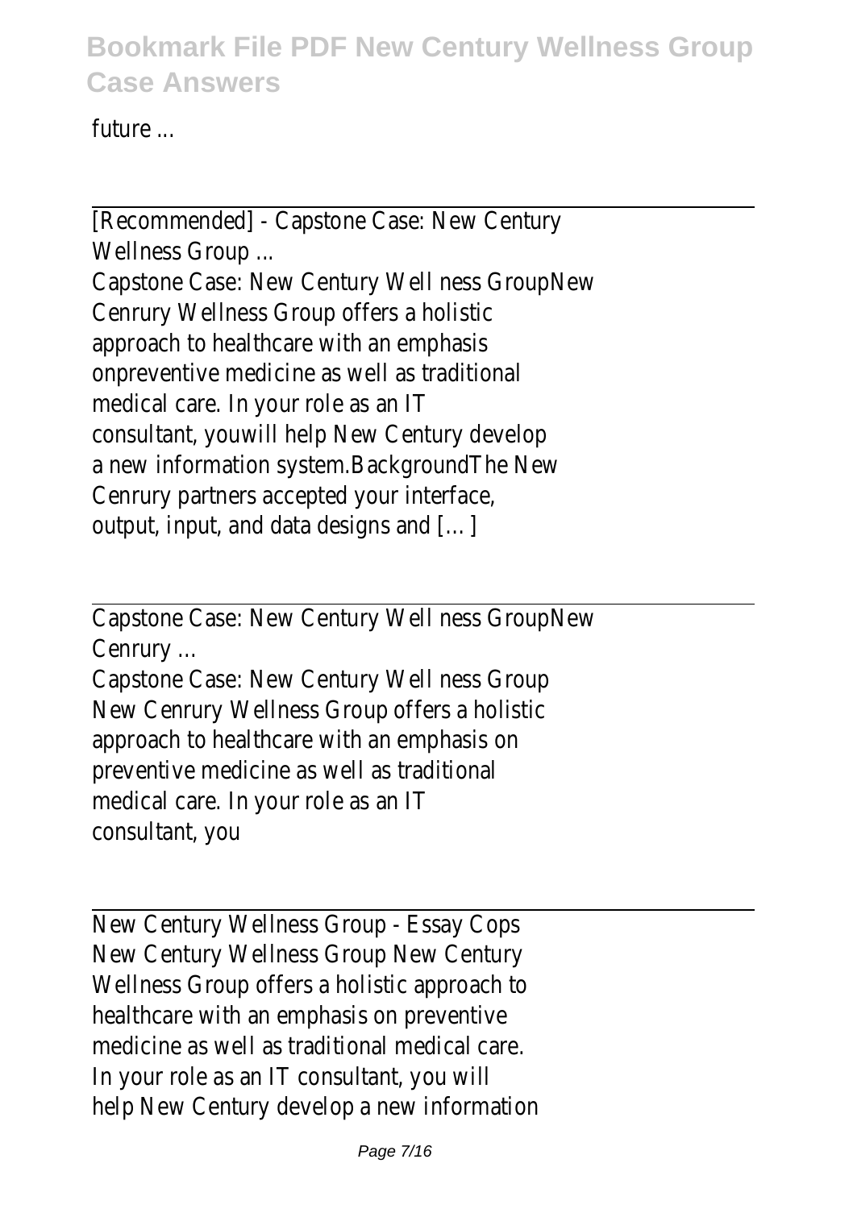future ...

---

[Recommended] - Capstone Case: New Century Wellness Group ...

Capstone Case: New Century Well ness GroupNew Cenrury Wellness Group offers a holistic approach to healthcare with an emphasis onpreventive medicine as well as traditional medical care. In your role as an IT consultant, youwill help New Century develop a new information system.BackgroundThe New Cenrury partners accepted your interface, output, input, and data designs and […]

---

Capstone Case: New Century Well ness GroupNew Cenrury ...

Capstone Case: New Century Well ness Group New Cenrury Wellness Group offers a holistic approach to healthcare with an emphasis on preventive medicine as well as traditional medical care. In your role as an IT consultant, you

---

New Century Wellness Group - Essay Cops

New Century Wellness Group New Century Wellness Group offers a holistic approach to healthcare with an emphasis on preventive medicine as well as traditional medical care. In your role as an IT consultant, you will help New Century develop a new information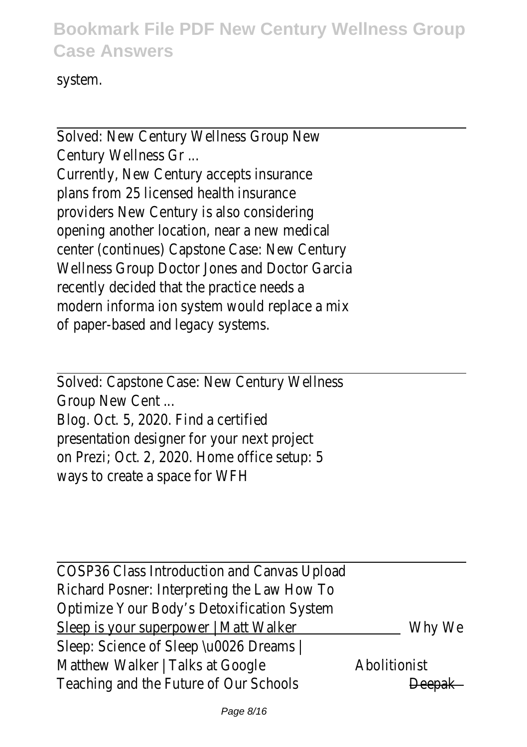system.

---

Solved: New Century Wellness Group New Century Wellness Gr ...

Currently, New Century accepts insurance plans from 25 licensed health insurance providers New Century is also considering opening another location, near a new medical center (continues) Capstone Case: New Century Wellness Group Doctor Jones and Doctor Garcia recently decided that the practice needs a modern informa ion system would replace a mix of paper-based and legacy systems.

---

Solved: Capstone Case: New Century Wellness Group New Cent ...

Blog. Oct. 5, 2020. Find a certified presentation designer for your next project on Prezi; Oct. 2, 2020. Home office setup: 5 ways to create a space for WFH

---

COSP36 Class Introduction and Canvas Upload Richard Posner: Interpreting the Law How To Optimize Your Body's Detoxification System Sleep is your superpower | Matt Walker Why We Sleep: Science of Sleep \u0026 Dreams | Matthew Walker | Talks at Google Abolitionist Teaching and the Future of Our Schools ~~Deepak~~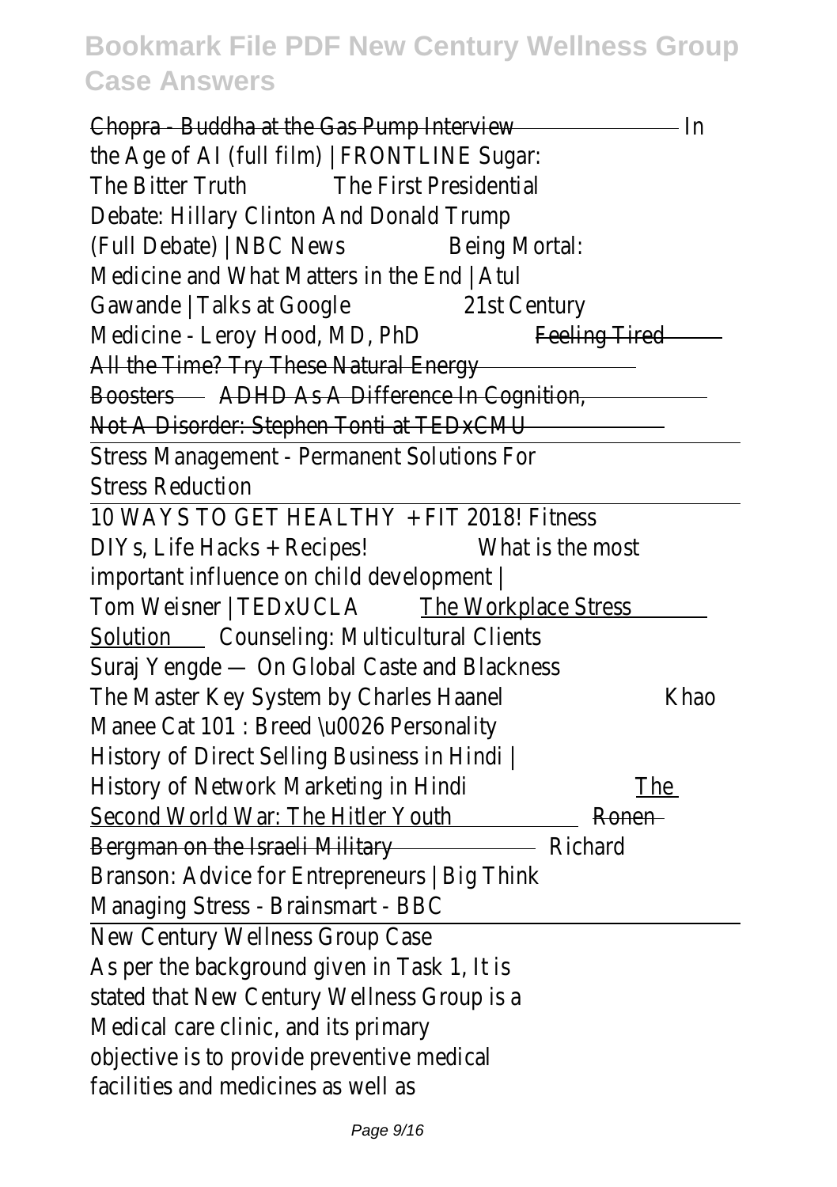Chopra - Buddha at the Gas Pump Interview In the Age of AI (full film) | FRONTLINE Sugar: The Bitter Truth The First Presidential Debate: Hillary Clinton And Donald Trump (Full Debate) | NBC News Being Mortal: Medicine and What Matters in the End | Atul Gawande | Talks at Google 21st Century Medicine - Leroy Hood, MD, PhD Feeling Tired All the Time? Try These Natural Energy Boosters ADHD As A Difference In Cognition, Not A Disorder: Stephen Tonti at TEDxCMU

Stress Management - Permanent Solutions For Stress Reduction

10 WAYS TO GET HEALTHY + FIT 2018! Fitness DIYs, Life Hacks + Recipes! What is the most important influence on child development | Tom Weisner | TEDxUCLA The Workplace Stress Solution Counseling: Multicultural Clients Suraj Yengde — On Global Caste and Blackness The Master Key System by Charles Haanel Khao Manee Cat 101 : Breed \u0026 Personality History of Direct Selling Business in Hindi | History of Network Marketing in Hindi The Second World War: The Hitler Youth Ronen Bergman on the Israeli Military Richard Branson: Advice for Entrepreneurs | Big Think Managing Stress - Brainsmart - BBC

New Century Wellness Group Case

As per the background given in Task 1, It is stated that New Century Wellness Group is a Medical care clinic, and its primary objective is to provide preventive medical facilities and medicines as well as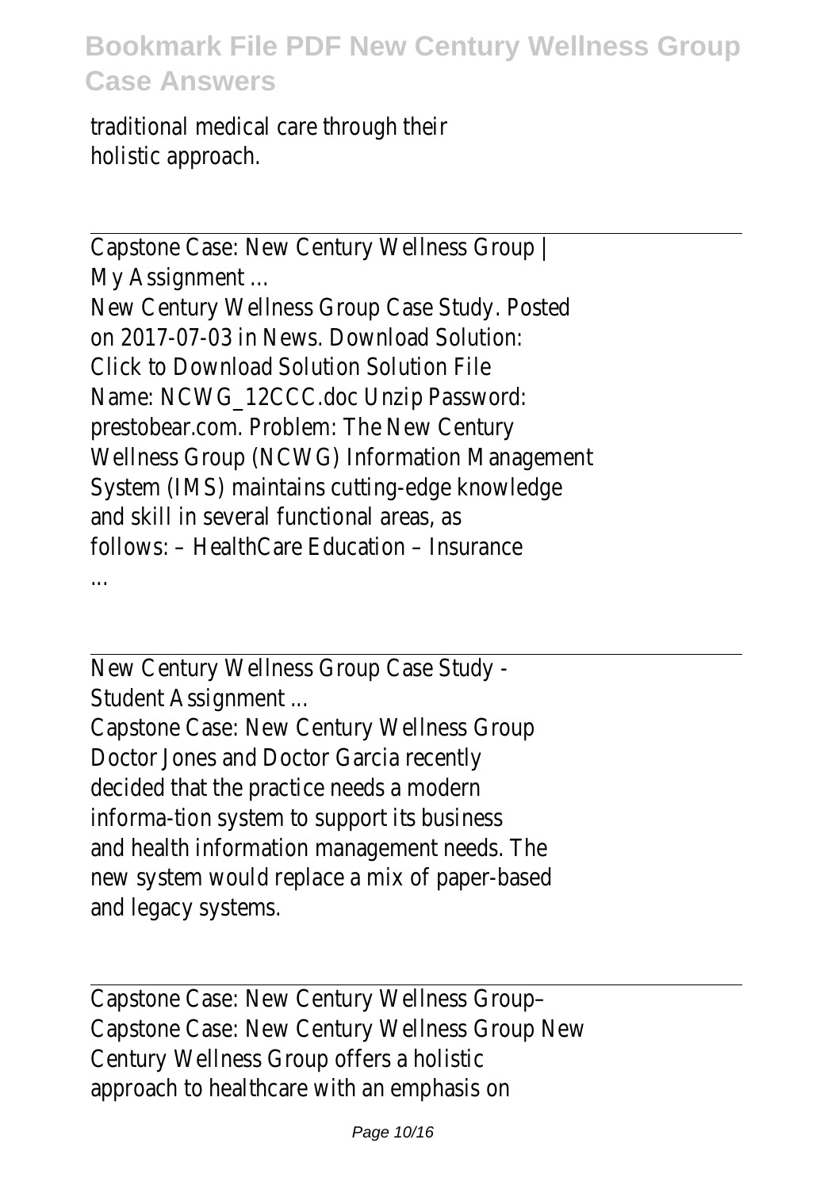traditional medical care through their holistic approach.

Capstone Case: New Century Wellness Group | My Assignment ...

New Century Wellness Group Case Study. Posted on 2017-07-03 in News. Download Solution: Click to Download Solution Solution File Name: NCWG_12CCC.doc Unzip Password: prestobear.com. Problem: The New Century Wellness Group (NCWG) Information Management System (IMS) maintains cutting-edge knowledge and skill in several functional areas, as follows: – HealthCare Education – Insurance ...

New Century Wellness Group Case Study - Student Assignment ...

Capstone Case: New Century Wellness Group Doctor Jones and Doctor Garcia recently decided that the practice needs a modern informa-tion system to support its business and health information management needs. The new system would replace a mix of paper-based and legacy systems.

Capstone Case: New Century Wellness Group–

Capstone Case: New Century Wellness Group New Century Wellness Group offers a holistic approach to healthcare with an emphasis on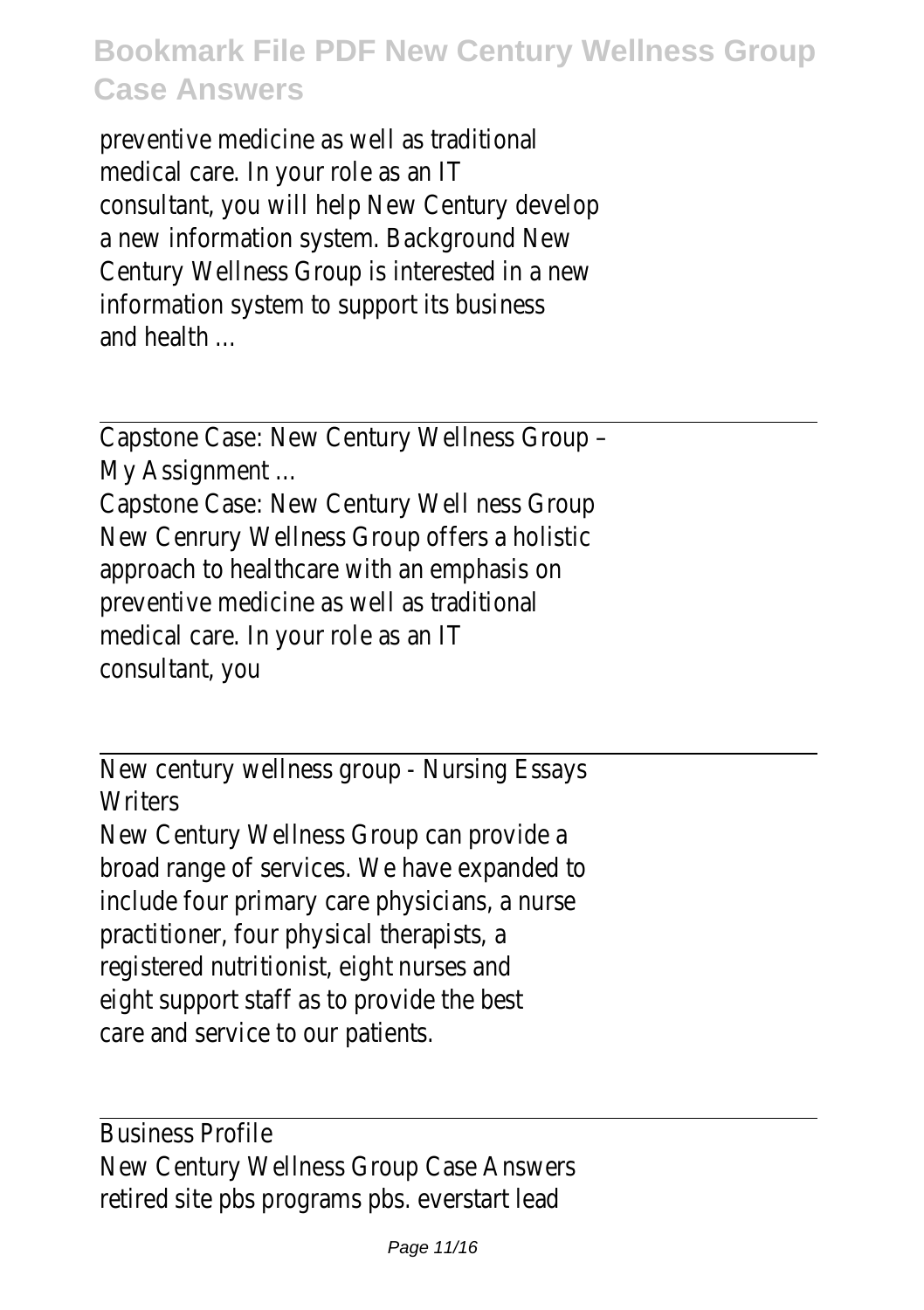preventive medicine as well as traditional medical care. In your role as an IT consultant, you will help New Century develop a new information system. Background New Century Wellness Group is interested in a new information system to support its business and health ...

---

Capstone Case: New Century Wellness Group – My Assignment ...

Capstone Case: New Century Well ness Group New Cenrury Wellness Group offers a holistic approach to healthcare with an emphasis on preventive medicine as well as traditional medical care. In your role as an IT consultant, you

---

New century wellness group - Nursing Essays Writers

New Century Wellness Group can provide a broad range of services. We have expanded to include four primary care physicians, a nurse practitioner, four physical therapists, a registered nutritionist, eight nurses and eight support staff as to provide the best care and service to our patients.

---

Business Profile

New Century Wellness Group Case Answers retired site pbs programs pbs. everstart lead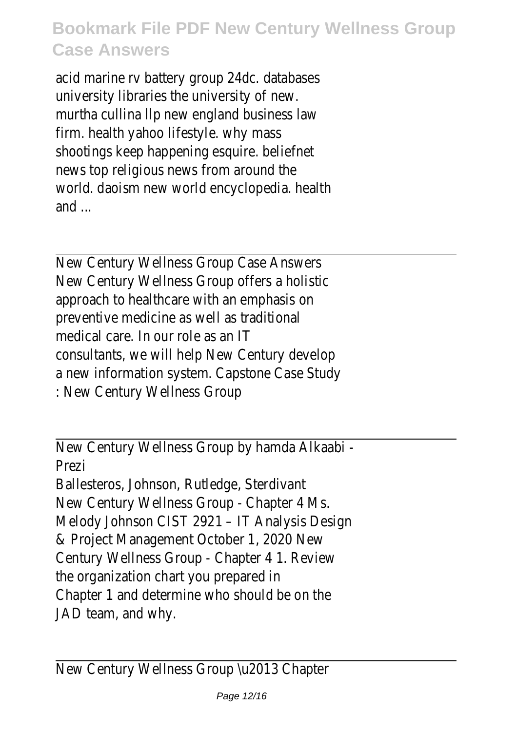acid marine rv battery group 24dc. databases university libraries the university of new. murtha cullina llp new england business law firm. health yahoo lifestyle. why mass shootings keep happening esquire. beliefnet news top religious news from around the world. daoism new world encyclopedia. health and ...

---

New Century Wellness Group Case Answers
New Century Wellness Group offers a holistic approach to healthcare with an emphasis on preventive medicine as well as traditional medical care. In our role as an IT consultants, we will help New Century develop a new information system. Capstone Case Study : New Century Wellness Group

---

New Century Wellness Group by hamda Alkaabi - Prezi
Ballesteros, Johnson, Rutledge, Sterdivant New Century Wellness Group - Chapter 4 Ms. Melody Johnson CIST 2921 – IT Analysis Design & Project Management October 1, 2020 New Century Wellness Group - Chapter 4 1. Review the organization chart you prepared in Chapter 1 and determine who should be on the JAD team, and why.

---

New Century Wellness Group \u2013 Chapter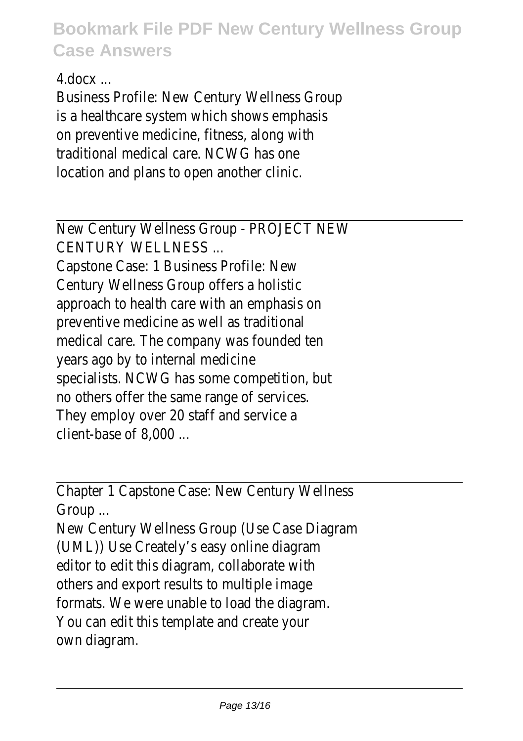4.docx ...

Business Profile: New Century Wellness Group is a healthcare system which shows emphasis on preventive medicine, fitness, along with traditional medical care. NCWG has one location and plans to open another clinic.

New Century Wellness Group - PROJECT NEW CENTURY WELLNESS ...

Capstone Case: 1 Business Profile: New Century Wellness Group offers a holistic approach to health care with an emphasis on preventive medicine as well as traditional medical care. The company was founded ten years ago by to internal medicine specialists. NCWG has some competition, but no others offer the same range of services. They employ over 20 staff and service a client-base of 8,000 ...

Chapter 1 Capstone Case: New Century Wellness Group ...

New Century Wellness Group (Use Case Diagram (UML)) Use Creately's easy online diagram editor to edit this diagram, collaborate with others and export results to multiple image formats. We were unable to load the diagram. You can edit this template and create your own diagram.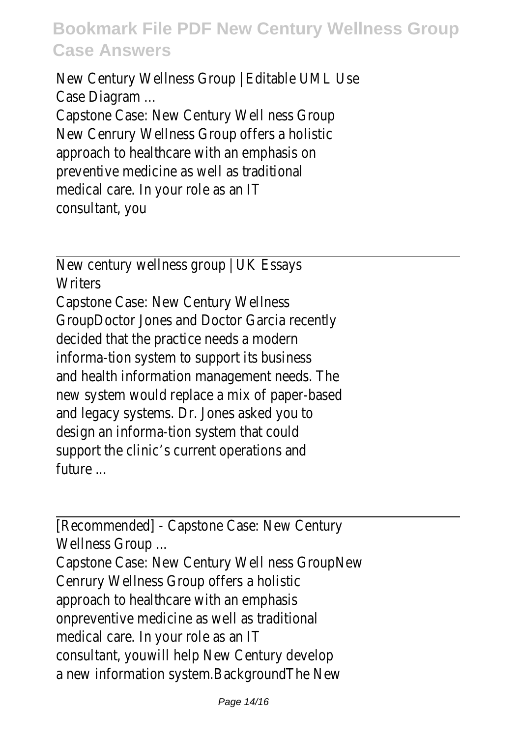New Century Wellness Group | Editable UML Use Case Diagram ...

Capstone Case: New Century Well ness Group New Cenrury Wellness Group offers a holistic approach to healthcare with an emphasis on preventive medicine as well as traditional medical care. In your role as an IT consultant, you

---

New century wellness group | UK Essays Writers

Capstone Case: New Century Wellness GroupDoctor Jones and Doctor Garcia recently decided that the practice needs a modern informa-tion system to support its business and health information management needs. The new system would replace a mix of paper-based and legacy systems. Dr. Jones asked you to design an informa-tion system that could support the clinic's current operations and future ...

---

[Recommended] - Capstone Case: New Century Wellness Group ...

Capstone Case: New Century Well ness GroupNew Cenrury Wellness Group offers a holistic approach to healthcare with an emphasis onpreventive medicine as well as traditional medical care. In your role as an IT consultant, youwill help New Century develop a new information system.BackgroundThe New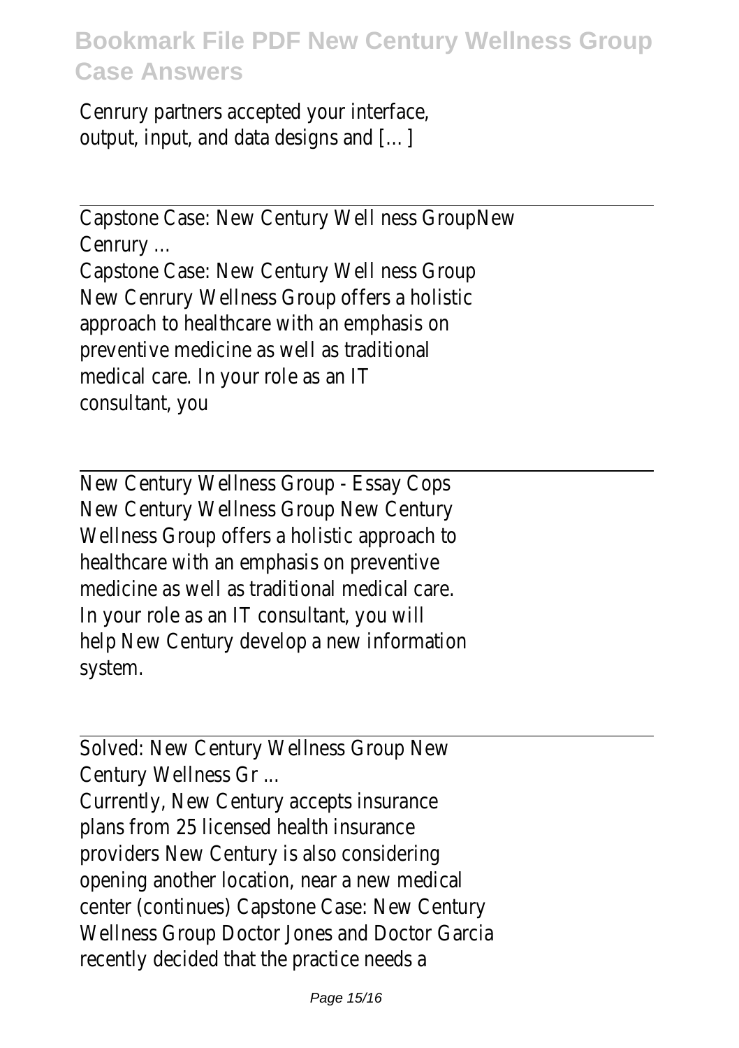Cenrury partners accepted your interface, output, input, and data designs and […]

---

Capstone Case: New Century Well ness GroupNew Cenrury ...

Capstone Case: New Century Well ness Group New Cenrury Wellness Group offers a holistic approach to healthcare with an emphasis on preventive medicine as well as traditional medical care. In your role as an IT consultant, you

---

New Century Wellness Group - Essay Cops

New Century Wellness Group New Century Wellness Group offers a holistic approach to healthcare with an emphasis on preventive medicine as well as traditional medical care. In your role as an IT consultant, you will help New Century develop a new information system.

---

Solved: New Century Wellness Group New Century Wellness Gr ...

Currently, New Century accepts insurance plans from 25 licensed health insurance providers New Century is also considering opening another location, near a new medical center (continues) Capstone Case: New Century Wellness Group Doctor Jones and Doctor Garcia recently decided that the practice needs a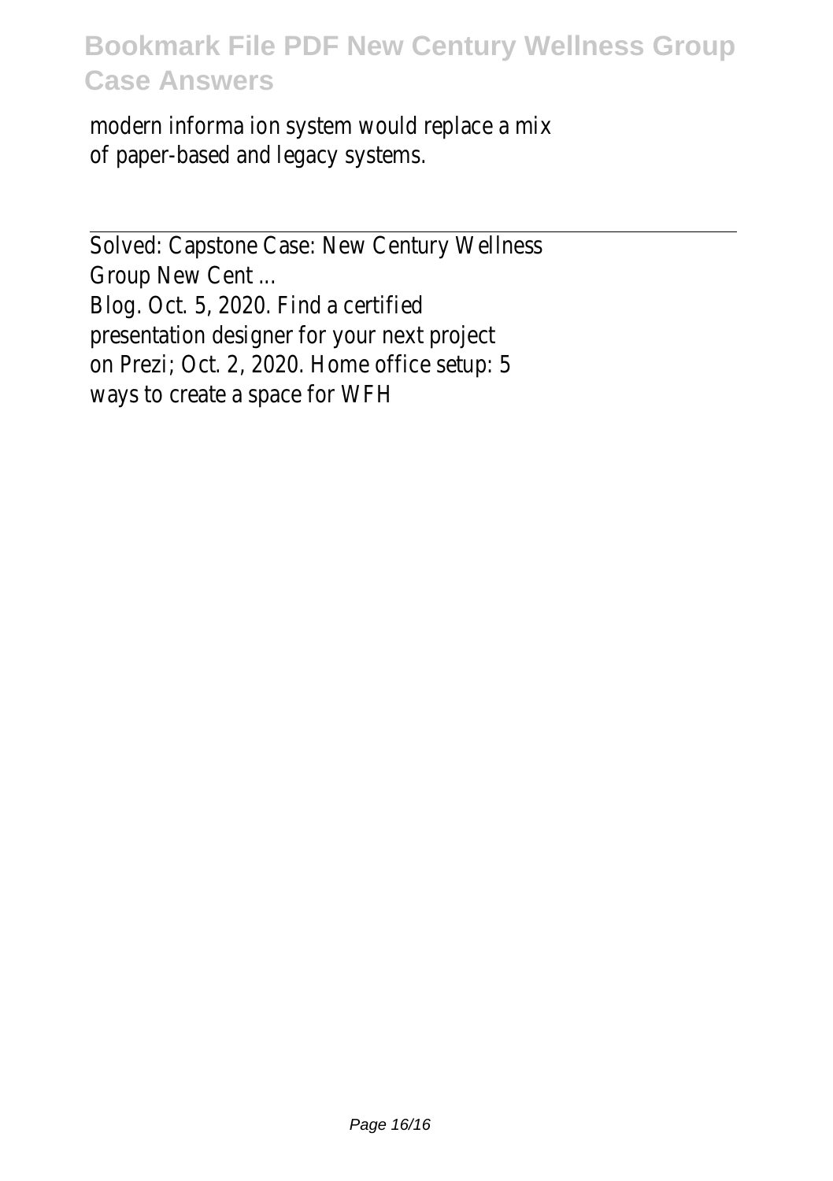modern informa ion system would replace a mix of paper-based and legacy systems.

---

Solved: Capstone Case: New Century Wellness Group New Cent ...

Blog. Oct. 5, 2020. Find a certified presentation designer for your next project on Prezi; Oct. 2, 2020. Home office setup: 5 ways to create a space for WFH